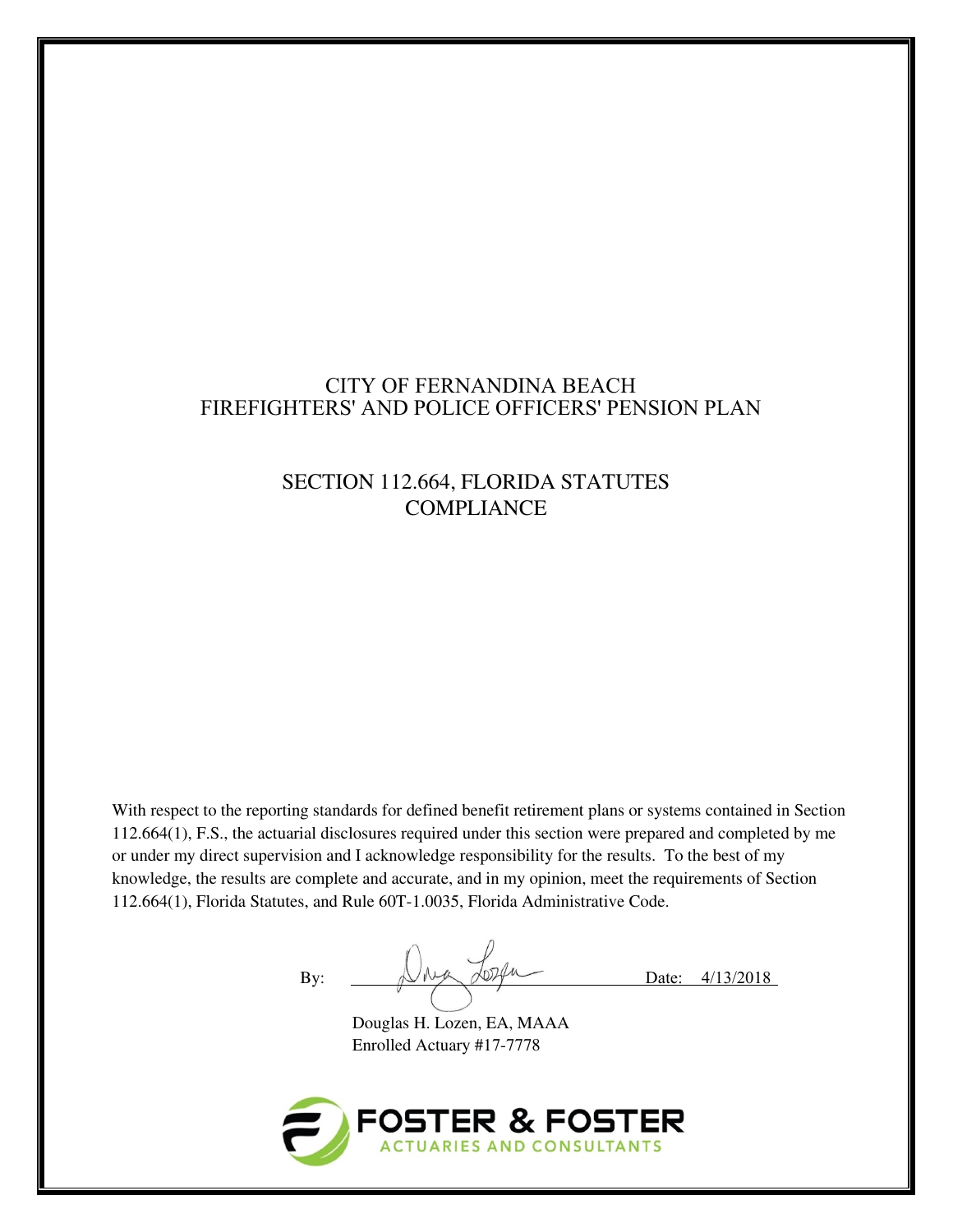# CITY OF FERNANDINA BEACH
# FIREFIGHTERS' AND POLICE OFFICERS' PENSION PLAN

## SECTION 112.664, FLORIDA STATUTES
## COMPLIANCE

With respect to the reporting standards for defined benefit retirement plans or systems contained in Section 112.664(1), F.S., the actuarial disclosures required under this section were prepared and completed by me or under my direct supervision and I acknowledge responsibility for the results. To the best of my knowledge, the results are complete and accurate, and in my opinion, meet the requirements of Section 112.664(1), Florida Statutes, and Rule 60T-1.0035, Florida Administrative Code.

By: ______________________ Date: 4/13/2018

Douglas H. Lozen, EA, MAAA
Enrolled Actuary #17-7778

FOSTER & FOSTER
ACTUARIES AND CONSULTANTS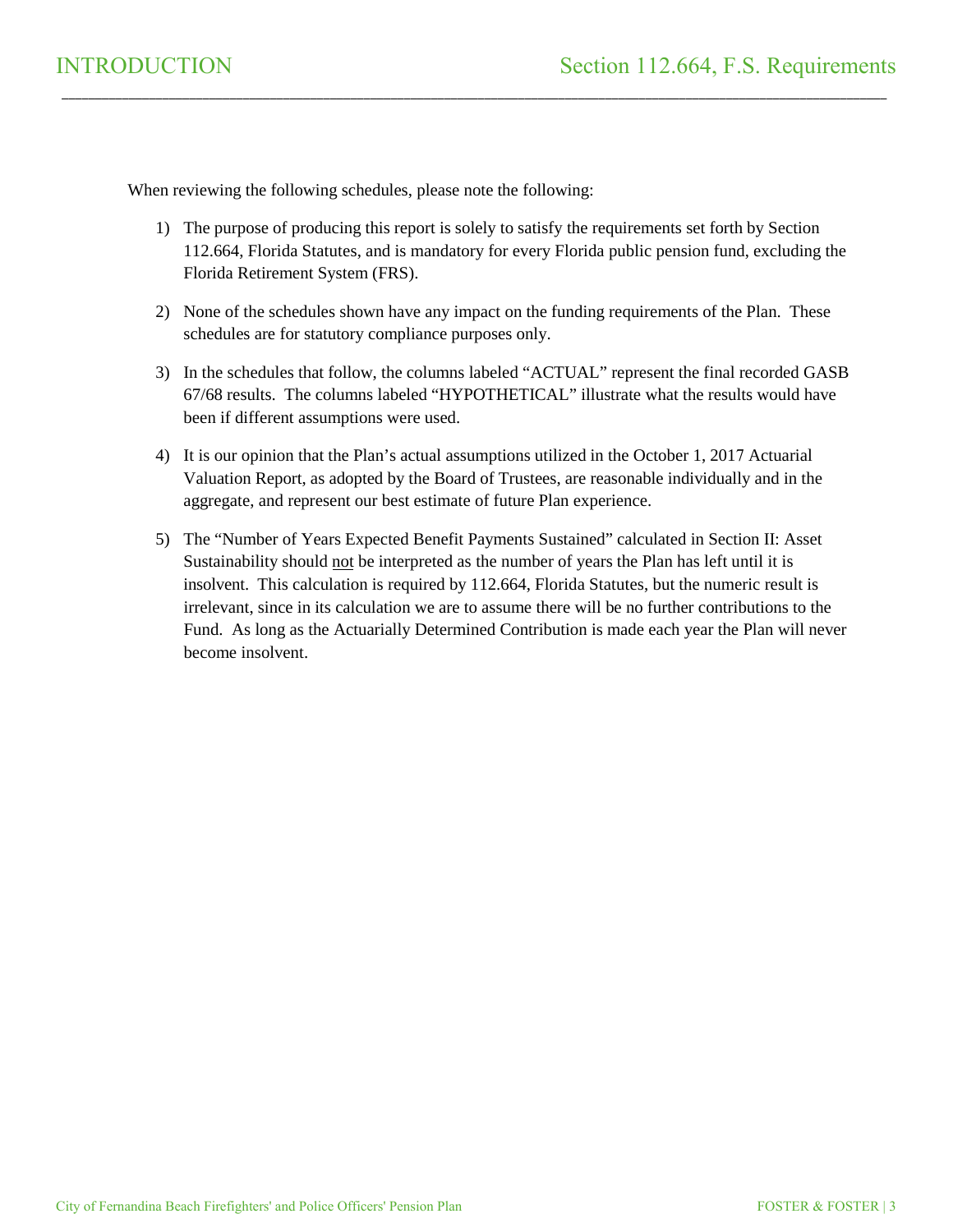When reviewing the following schedules, please note the following:

1) The purpose of producing this report is solely to satisfy the requirements set forth by Section 112.664, Florida Statutes, and is mandatory for every Florida public pension fund, excluding the Florida Retirement System (FRS).

2) None of the schedules shown have any impact on the funding requirements of the Plan. These schedules are for statutory compliance purposes only.

3) In the schedules that follow, the columns labeled "ACTUAL" represent the final recorded GASB 67/68 results. The columns labeled "HYPOTHETICAL" illustrate what the results would have been if different assumptions were used.

4) It is our opinion that the Plan's actual assumptions utilized in the October 1, 2017 Actuarial Valuation Report, as adopted by the Board of Trustees, are reasonable individually and in the aggregate, and represent our best estimate of future Plan experience.

5) The "Number of Years Expected Benefit Payments Sustained" calculated in Section II: Asset Sustainability should <u>not</u> be interpreted as the number of years the Plan has left until it is insolvent. This calculation is required by 112.664, Florida Statutes, but the numeric result is irrelevant, since in its calculation we are to assume there will be no further contributions to the Fund. As long as the Actuarially Determined Contribution is made each year the Plan will never become insolvent.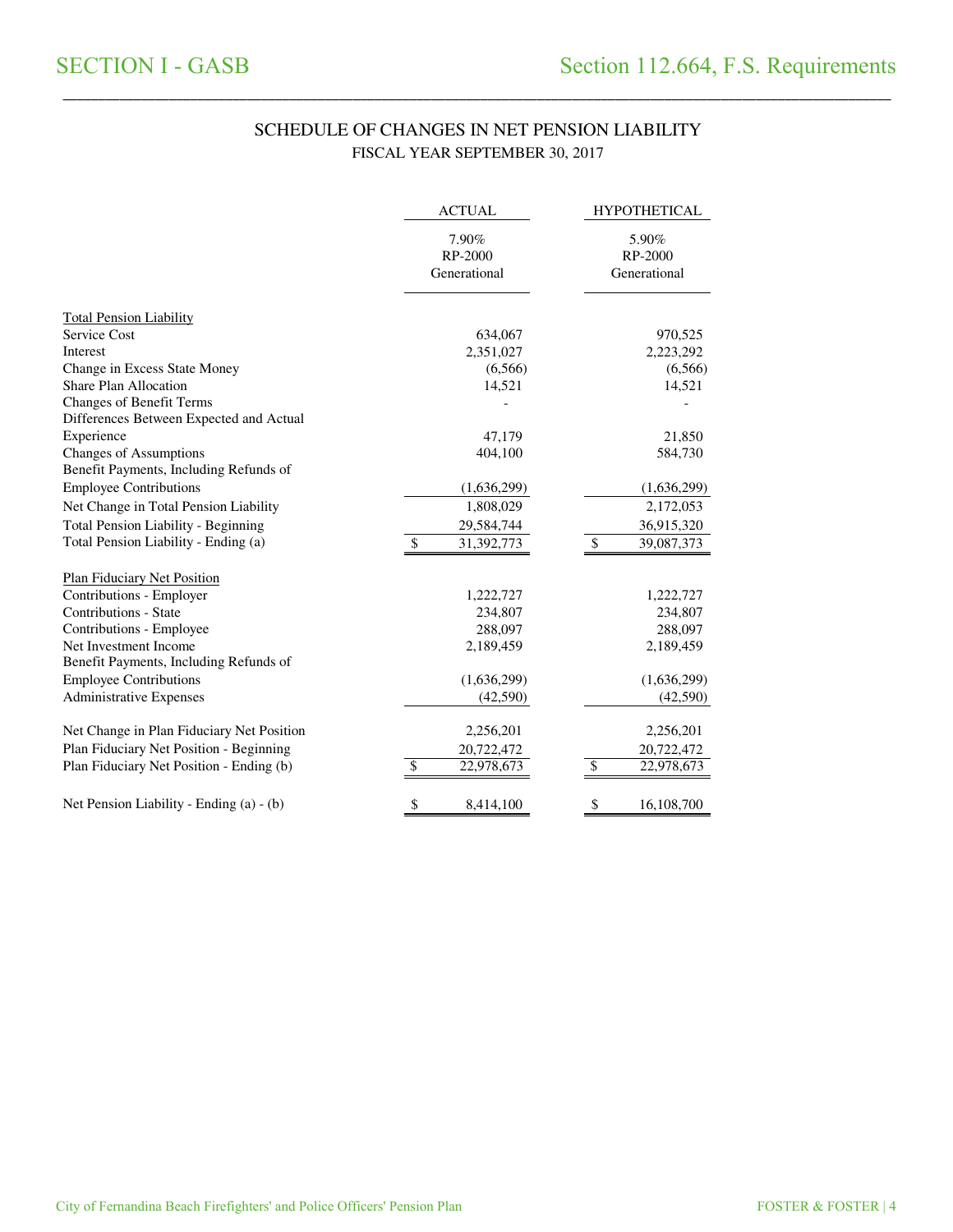# SECTION I - GASB

## Section 112.664, F.S. Requirements

### SCHEDULE OF CHANGES IN NET PENSION LIABILITY

FISCAL YEAR SEPTEMBER 30, 2017

| | ACTUAL | HYPOTHETICAL |
|---|---|---|
| | 7.90% RP-2000 Generational | 5.90% RP-2000 Generational |
| **Total Pension Liability** | | |
| Service Cost | 634,067 | 970,525 |
| Interest | 2,351,027 | 2,223,292 |
| Change in Excess State Money | (6,566) | (6,566) |
| Share Plan Allocation | 14,521 | 14,521 |
| Changes of Benefit Terms | - | - |
| Differences Between Expected and Actual Experience | 47,179 | 21,850 |
| Changes of Assumptions | 404,100 | 584,730 |
| Benefit Payments, Including Refunds of Employee Contributions | (1,636,299) | (1,636,299) |
| Net Change in Total Pension Liability | 1,808,029 | 2,172,053 |
| Total Pension Liability - Beginning | 29,584,744 | 36,915,320 |
| Total Pension Liability - Ending (a) | $ 31,392,773 | $ 39,087,373 |
| **Plan Fiduciary Net Position** | | |
| Contributions - Employer | 1,222,727 | 1,222,727 |
| Contributions - State | 234,807 | 234,807 |
| Contributions - Employee | 288,097 | 288,097 |
| Net Investment Income | 2,189,459 | 2,189,459 |
| Benefit Payments, Including Refunds of Employee Contributions | (1,636,299) | (1,636,299) |
| Administrative Expenses | (42,590) | (42,590) |
| Net Change in Plan Fiduciary Net Position | 2,256,201 | 2,256,201 |
| Plan Fiduciary Net Position - Beginning | 20,722,472 | 20,722,472 |
| Plan Fiduciary Net Position - Ending (b) | $ 22,978,673 | $ 22,978,673 |
| Net Pension Liability - Ending (a) - (b) | $ 8,414,100 | $ 16,108,700 |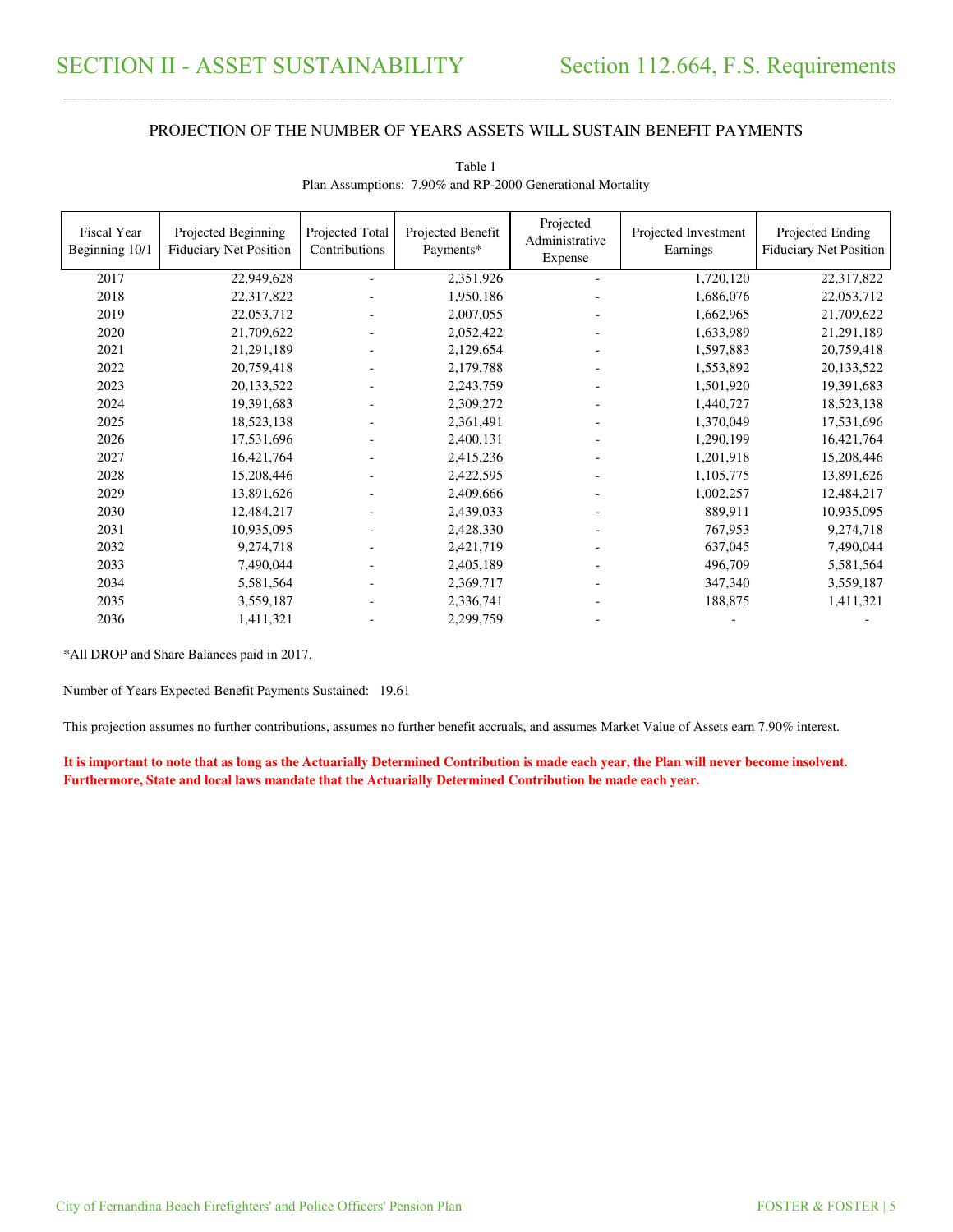# SECTION II - ASSET SUSTAINABILITY

## Section 112.664, F.S. Requirements

### PROJECTION OF THE NUMBER OF YEARS ASSETS WILL SUSTAIN BENEFIT PAYMENTS

Table 1
Plan Assumptions: 7.90% and RP-2000 Generational Mortality

| Fiscal Year Beginning 10/1 | Projected Beginning Fiduciary Net Position | Projected Total Contributions | Projected Benefit Payments* | Projected Administrative Expense | Projected Investment Earnings | Projected Ending Fiduciary Net Position |
|---|---|---|---|---|---|---|
| 2017 | 22,949,628 | - | 2,351,926 | - | 1,720,120 | 22,317,822 |
| 2018 | 22,317,822 | - | 1,950,186 | - | 1,686,076 | 22,053,712 |
| 2019 | 22,053,712 | - | 2,007,055 | - | 1,662,965 | 21,709,622 |
| 2020 | 21,709,622 | - | 2,052,422 | - | 1,633,989 | 21,291,189 |
| 2021 | 21,291,189 | - | 2,129,654 | - | 1,597,883 | 20,759,418 |
| 2022 | 20,759,418 | - | 2,179,788 | - | 1,553,892 | 20,133,522 |
| 2023 | 20,133,522 | - | 2,243,759 | - | 1,501,920 | 19,391,683 |
| 2024 | 19,391,683 | - | 2,309,272 | - | 1,440,727 | 18,523,138 |
| 2025 | 18,523,138 | - | 2,361,491 | - | 1,370,049 | 17,531,696 |
| 2026 | 17,531,696 | - | 2,400,131 | - | 1,290,199 | 16,421,764 |
| 2027 | 16,421,764 | - | 2,415,236 | - | 1,201,918 | 15,208,446 |
| 2028 | 15,208,446 | - | 2,422,595 | - | 1,105,775 | 13,891,626 |
| 2029 | 13,891,626 | - | 2,409,666 | - | 1,002,257 | 12,484,217 |
| 2030 | 12,484,217 | - | 2,439,033 | - | 889,911 | 10,935,095 |
| 2031 | 10,935,095 | - | 2,428,330 | - | 767,953 | 9,274,718 |
| 2032 | 9,274,718 | - | 2,421,719 | - | 637,045 | 7,490,044 |
| 2033 | 7,490,044 | - | 2,405,189 | - | 496,709 | 5,581,564 |
| 2034 | 5,581,564 | - | 2,369,717 | - | 347,340 | 3,559,187 |
| 2035 | 3,559,187 | - | 2,336,741 | - | 188,875 | 1,411,321 |
| 2036 | 1,411,321 | - | 2,299,759 | - | - | - |

*All DROP and Share Balances paid in 2017.

Number of Years Expected Benefit Payments Sustained: 19.61

This projection assumes no further contributions, assumes no further benefit accruals, and assumes Market Value of Assets earn 7.90% interest.

**It is important to note that as long as the Actuarially Determined Contribution is made each year, the Plan will never become insolvent. Furthermore, State and local laws mandate that the Actuarially Determined Contribution be made each year.**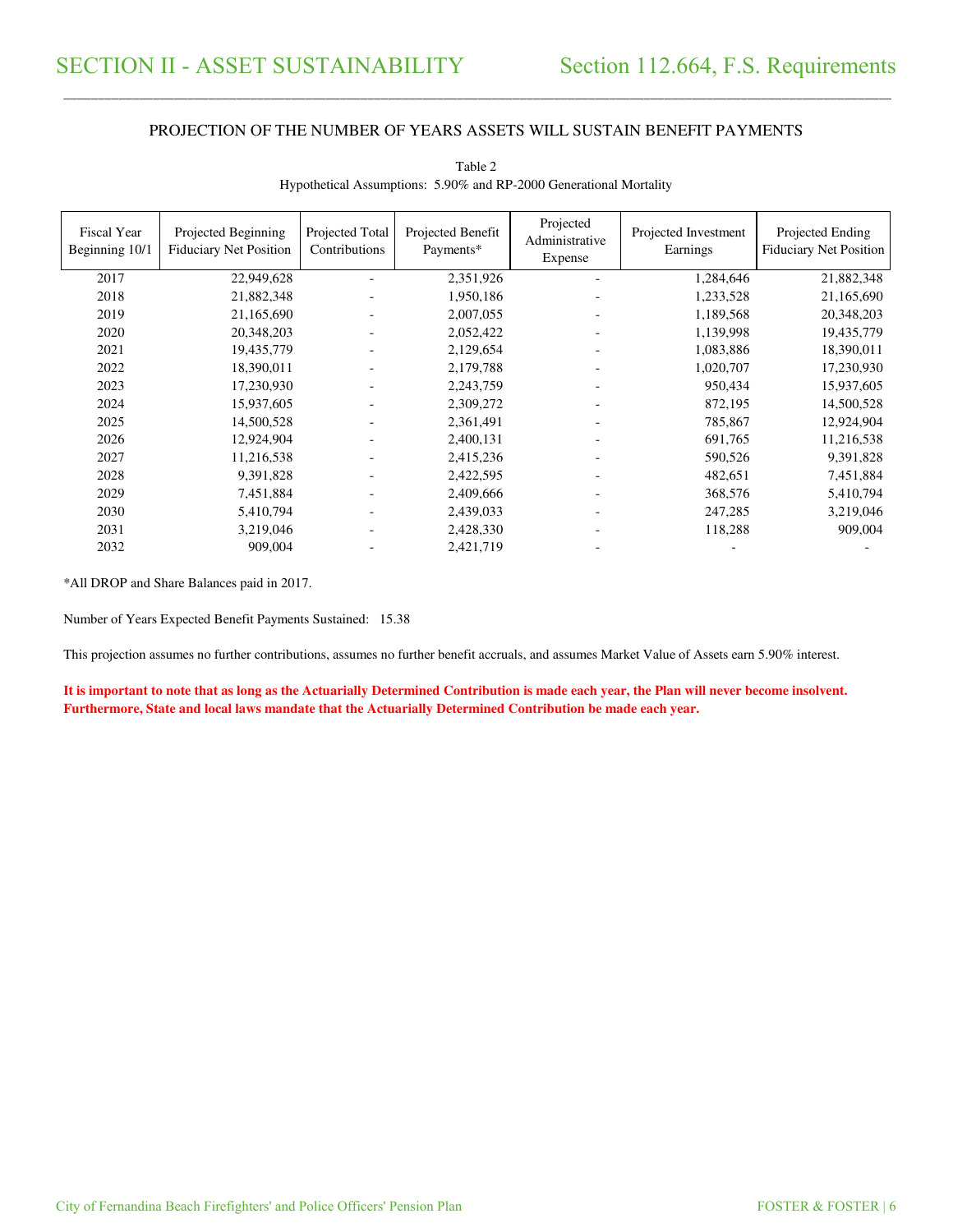# SECTION II - ASSET SUSTAINABILITY

## Section 112.664, F.S. Requirements

### PROJECTION OF THE NUMBER OF YEARS ASSETS WILL SUSTAIN BENEFIT PAYMENTS

Table 2
Hypothetical Assumptions: 5.90% and RP-2000 Generational Mortality

| Fiscal Year Beginning 10/1 | Projected Beginning Fiduciary Net Position | Projected Total Contributions | Projected Benefit Payments* | Projected Administrative Expense | Projected Investment Earnings | Projected Ending Fiduciary Net Position |
|---|---|---|---|---|---|---|
| 2017 | 22,949,628 | - | 2,351,926 | - | 1,284,646 | 21,882,348 |
| 2018 | 21,882,348 | - | 1,950,186 | - | 1,233,528 | 21,165,690 |
| 2019 | 21,165,690 | - | 2,007,055 | - | 1,189,568 | 20,348,203 |
| 2020 | 20,348,203 | - | 2,052,422 | - | 1,139,998 | 19,435,779 |
| 2021 | 19,435,779 | - | 2,129,654 | - | 1,083,886 | 18,390,011 |
| 2022 | 18,390,011 | - | 2,179,788 | - | 1,020,707 | 17,230,930 |
| 2023 | 17,230,930 | - | 2,243,759 | - | 950,434 | 15,937,605 |
| 2024 | 15,937,605 | - | 2,309,272 | - | 872,195 | 14,500,528 |
| 2025 | 14,500,528 | - | 2,361,491 | - | 785,867 | 12,924,904 |
| 2026 | 12,924,904 | - | 2,400,131 | - | 691,765 | 11,216,538 |
| 2027 | 11,216,538 | - | 2,415,236 | - | 590,526 | 9,391,828 |
| 2028 | 9,391,828 | - | 2,422,595 | - | 482,651 | 7,451,884 |
| 2029 | 7,451,884 | - | 2,409,666 | - | 368,576 | 5,410,794 |
| 2030 | 5,410,794 | - | 2,439,033 | - | 247,285 | 3,219,046 |
| 2031 | 3,219,046 | - | 2,428,330 | - | 118,288 | 909,004 |
| 2032 | 909,004 | - | 2,421,719 | - | - | - |

*All DROP and Share Balances paid in 2017.

Number of Years Expected Benefit Payments Sustained: 15.38

This projection assumes no further contributions, assumes no further benefit accruals, and assumes Market Value of Assets earn 5.90% interest.

**It is important to note that as long as the Actuarially Determined Contribution is made each year, the Plan will never become insolvent. Furthermore, State and local laws mandate that the Actuarially Determined Contribution be made each year.**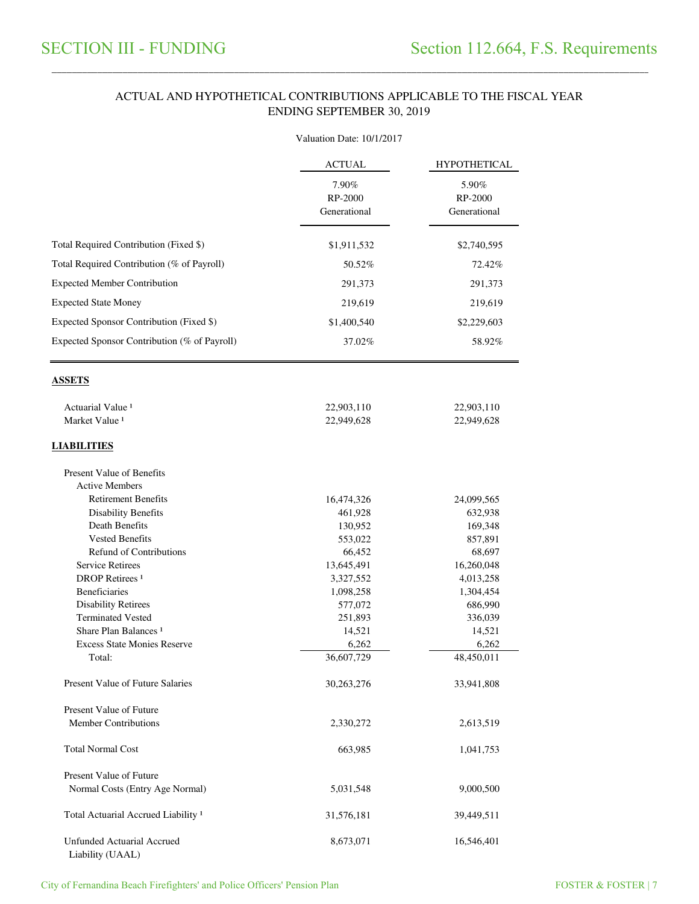# SECTION III - FUNDING

## Section 112.664, F.S. Requirements

### ACTUAL AND HYPOTHETICAL CONTRIBUTIONS APPLICABLE TO THE FISCAL YEAR ENDING SEPTEMBER 30, 2019

Valuation Date: 10/1/2017

| | ACTUAL | HYPOTHETICAL |
|---|---|---|
| | 7.90% RP-2000 Generational | 5.90% RP-2000 Generational |
| Total Required Contribution (Fixed $) | $1,911,532 | $2,740,595 |
| Total Required Contribution (% of Payroll) | 50.52% | 72.42% |
| Expected Member Contribution | 291,373 | 291,373 |
| Expected State Money | 219,619 | 219,619 |
| Expected Sponsor Contribution (Fixed $) | $1,400,540 | $2,229,603 |
| Expected Sponsor Contribution (% of Payroll) | 37.02% | 58.92% |
| **ASSETS** | | |
| Actuarial Value [1] | 22,903,110 | 22,903,110 |
| Market Value [1] | 22,949,628 | 22,949,628 |
| **LIABILITIES** | | |
| Present Value of Benefits | | |
| Active Members | | |
| Retirement Benefits | 16,474,326 | 24,099,565 |
| Disability Benefits | 461,928 | 632,938 |
| Death Benefits | 130,952 | 169,348 |
| Vested Benefits | 553,022 | 857,891 |
| Refund of Contributions | 66,452 | 68,697 |
| Service Retirees | 13,645,491 | 16,260,048 |
| DROP Retirees [1] | 3,327,552 | 4,013,258 |
| Beneficiaries | 1,098,258 | 1,304,454 |
| Disability Retirees | 577,072 | 686,990 |
| Terminated Vested | 251,893 | 336,039 |
| Share Plan Balances [1] | 14,521 | 14,521 |
| Excess State Monies Reserve | 6,262 | 6,262 |
| Total: | 36,607,729 | 48,450,011 |
| Present Value of Future Salaries | 30,263,276 | 33,941,808 |
| Present Value of Future Member Contributions | 2,330,272 | 2,613,519 |
| Total Normal Cost | 663,985 | 1,041,753 |
| Present Value of Future Normal Costs (Entry Age Normal) | 5,031,548 | 9,000,500 |
| Total Actuarial Accrued Liability [1] | 31,576,181 | 39,449,511 |
| Unfunded Actuarial Accrued Liability (UAAL) | 8,673,071 | 16,546,401 |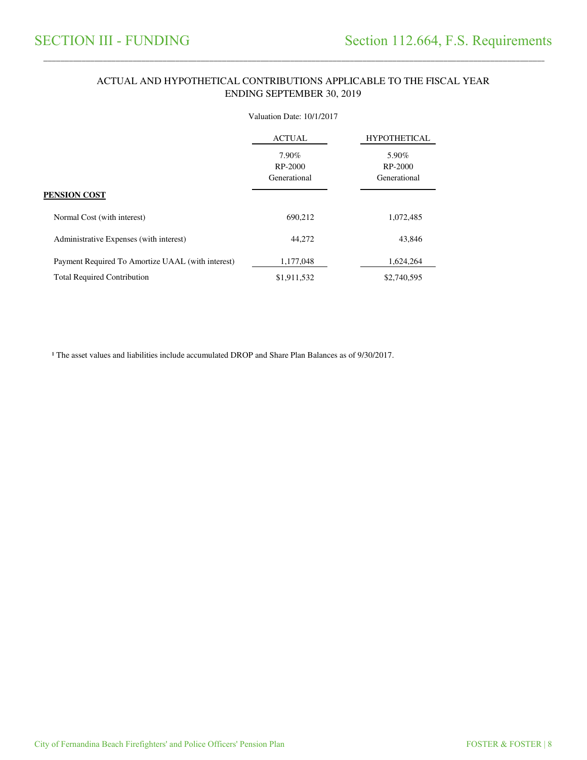## SECTION III - FUNDING

## Section 112.664, F.S. Requirements

### ACTUAL AND HYPOTHETICAL CONTRIBUTIONS APPLICABLE TO THE FISCAL YEAR ENDING SEPTEMBER 30, 2019

Valuation Date: 10/1/2017

| | ACTUAL | HYPOTHETICAL |
|---|---|---|
| | 7.90%<br>RP-2000<br>Generational | 5.90%<br>RP-2000<br>Generational |
| **PENSION COST** | | |
| Normal Cost (with interest) | 690,212 | 1,072,485 |
| Administrative Expenses (with interest) | 44,272 | 43,846 |
| Payment Required To Amortize UAAL (with interest) | 1,177,048 | 1,624,264 |
| Total Required Contribution | $1,911,532 | $2,740,595 |

[1] The asset values and liabilities include accumulated DROP and Share Plan Balances as of 9/30/2017.